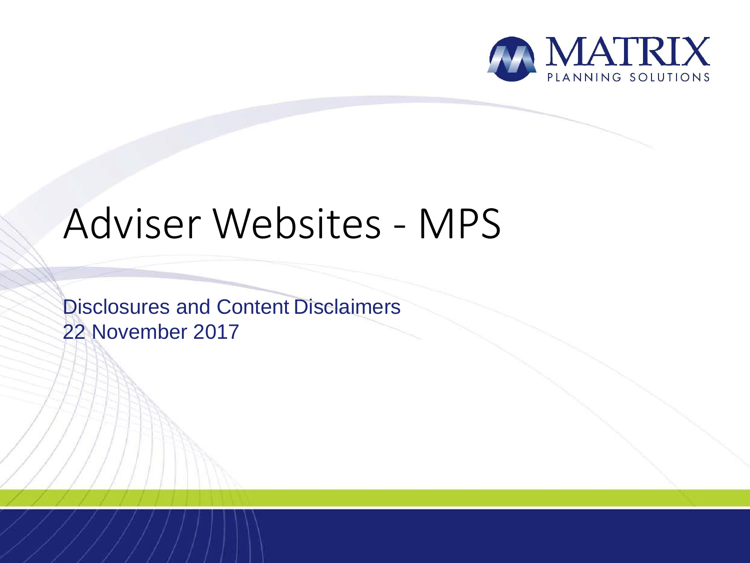MATRIX
PLANNING SOLUTIONS

# Adviser Websites - MPS

Disclosures and Content Disclaimers
22 November 2017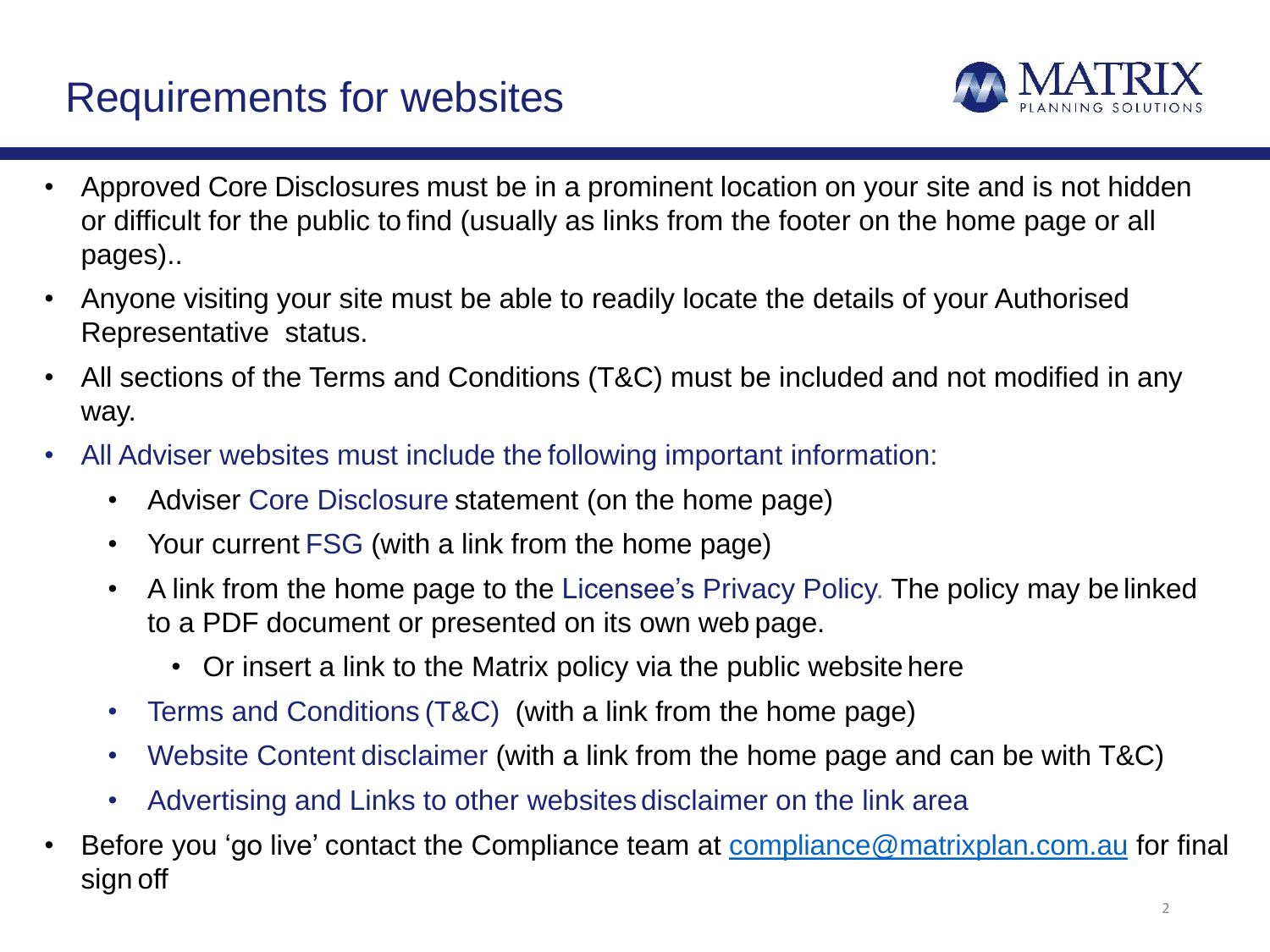# Requirements for websites

- Approved Core Disclosures must be in a prominent location on your site and is not hidden or difficult for the public to find (usually as links from the footer on the home page or all pages)..
- Anyone visiting your site must be able to readily locate the details of your Authorised Representative status.
- All sections of the Terms and Conditions (T&C) must be included and not modified in any way.
- All Adviser websites must include the following important information:
  - Adviser Core Disclosure statement (on the home page)
  - Your current FSG (with a link from the home page)
  - A link from the home page to the Licensee's Privacy Policy. The policy may be linked to a PDF document or presented on its own web page.
    - Or insert a link to the Matrix policy via the public website here
  - Terms and Conditions (T&C) (with a link from the home page)
  - Website Content disclaimer (with a link from the home page and can be with T&C)
  - Advertising and Links to other websites disclaimer on the link area
- Before you 'go live' contact the Compliance team at compliance@matrixplan.com.au for final sign off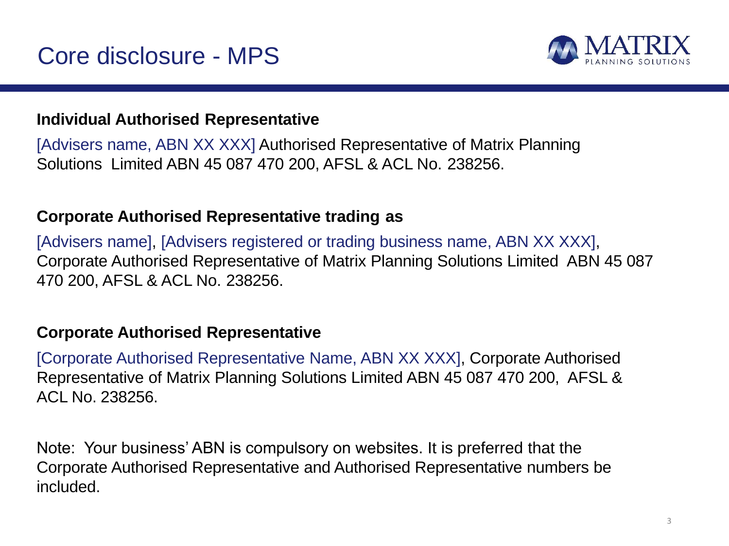# Core disclosure - MPS

**Individual Authorised Representative**

[Advisers name, ABN XX XXX] Authorised Representative of Matrix Planning Solutions Limited ABN 45 087 470 200, AFSL & ACL No. 238256.

**Corporate Authorised Representative trading as**

[Advisers name], [Advisers registered or trading business name, ABN XX XXX], Corporate Authorised Representative of Matrix Planning Solutions Limited ABN 45 087 470 200, AFSL & ACL No. 238256.

**Corporate Authorised Representative**

[Corporate Authorised Representative Name, ABN XX XXX], Corporate Authorised Representative of Matrix Planning Solutions Limited ABN 45 087 470 200, AFSL & ACL No. 238256.

Note: Your business' ABN is compulsory on websites. It is preferred that the Corporate Authorised Representative and Authorised Representative numbers be included.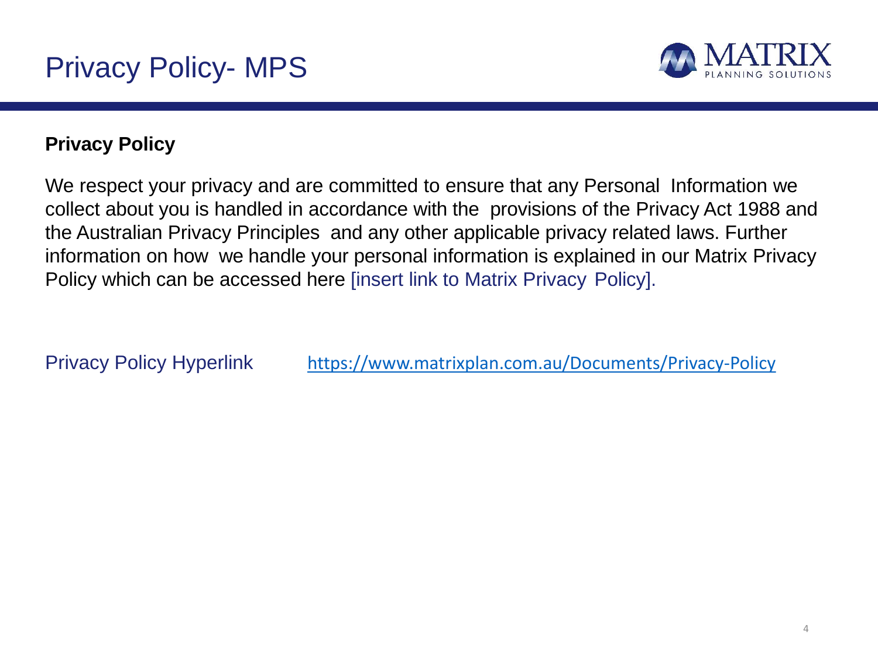# Privacy Policy- MPS

**Privacy Policy**

We respect your privacy and are committed to ensure that any Personal Information we collect about you is handled in accordance with the provisions of the Privacy Act 1988 and the Australian Privacy Principles and any other applicable privacy related laws. Further information on how we handle your personal information is explained in our Matrix Privacy Policy which can be accessed here [insert link to Matrix Privacy Policy].

Privacy Policy Hyperlink https://www.matrixplan.com.au/Documents/Privacy-Policy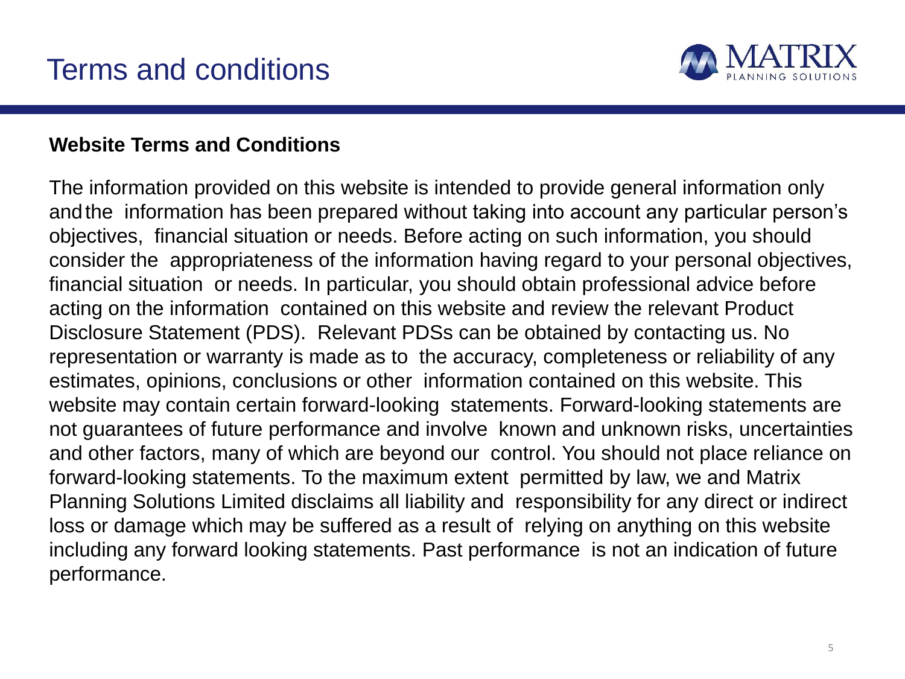# Terms and conditions

**Website Terms and Conditions**

The information provided on this website is intended to provide general information only and the information has been prepared without taking into account any particular person's objectives, financial situation or needs. Before acting on such information, you should consider the appropriateness of the information having regard to your personal objectives, financial situation or needs. In particular, you should obtain professional advice before acting on the information contained on this website and review the relevant Product Disclosure Statement (PDS). Relevant PDSs can be obtained by contacting us. No representation or warranty is made as to the accuracy, completeness or reliability of any estimates, opinions, conclusions or other information contained on this website. This website may contain certain forward-looking statements. Forward-looking statements are not guarantees of future performance and involve known and unknown risks, uncertainties and other factors, many of which are beyond our control. You should not place reliance on forward-looking statements. To the maximum extent permitted by law, we and Matrix Planning Solutions Limited disclaims all liability and responsibility for any direct or indirect loss or damage which may be suffered as a result of relying on anything on this website including any forward looking statements. Past performance is not an indication of future performance.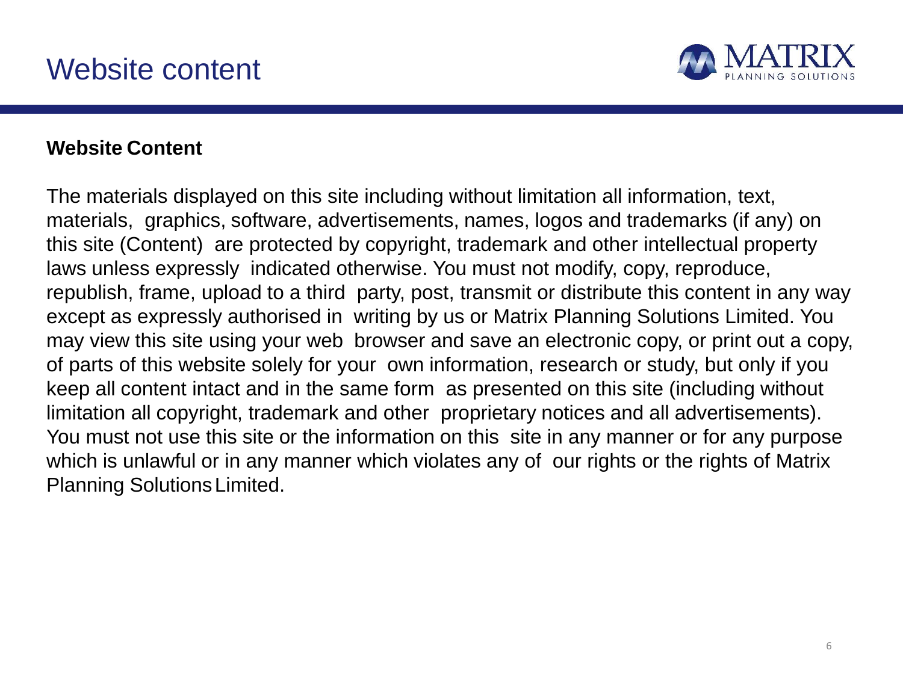# Website content

**Website Content**

The materials displayed on this site including without limitation all information, text, materials, graphics, software, advertisements, names, logos and trademarks (if any) on this site (Content) are protected by copyright, trademark and other intellectual property laws unless expressly indicated otherwise. You must not modify, copy, reproduce, republish, frame, upload to a third party, post, transmit or distribute this content in any way except as expressly authorised in writing by us or Matrix Planning Solutions Limited. You may view this site using your web browser and save an electronic copy, or print out a copy, of parts of this website solely for your own information, research or study, but only if you keep all content intact and in the same form as presented on this site (including without limitation all copyright, trademark and other proprietary notices and all advertisements). You must not use this site or the information on this site in any manner or for any purpose which is unlawful or in any manner which violates any of our rights or the rights of Matrix Planning Solutions Limited.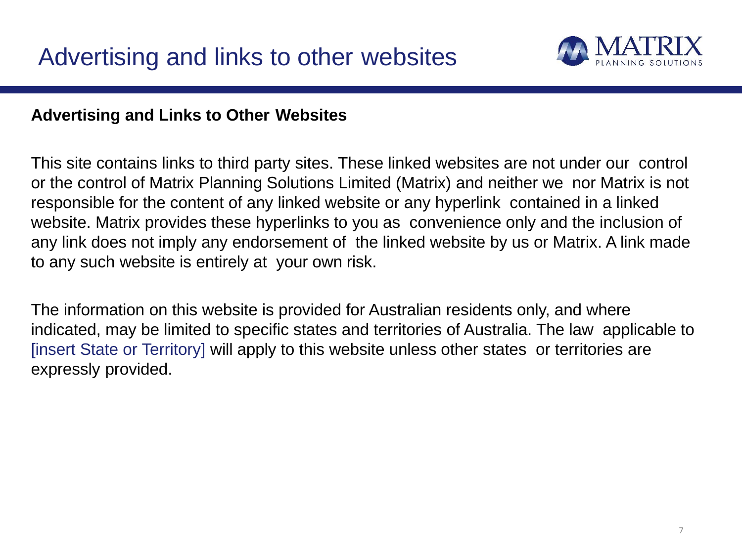# Advertising and links to other websites

**Advertising and Links to Other Websites**

This site contains links to third party sites. These linked websites are not under our control or the control of Matrix Planning Solutions Limited (Matrix) and neither we nor Matrix is not responsible for the content of any linked website or any hyperlink contained in a linked website. Matrix provides these hyperlinks to you as convenience only and the inclusion of any link does not imply any endorsement of the linked website by us or Matrix. A link made to any such website is entirely at your own risk.

The information on this website is provided for Australian residents only, and where indicated, may be limited to specific states and territories of Australia. The law applicable to [insert State or Territory] will apply to this website unless other states or territories are expressly provided.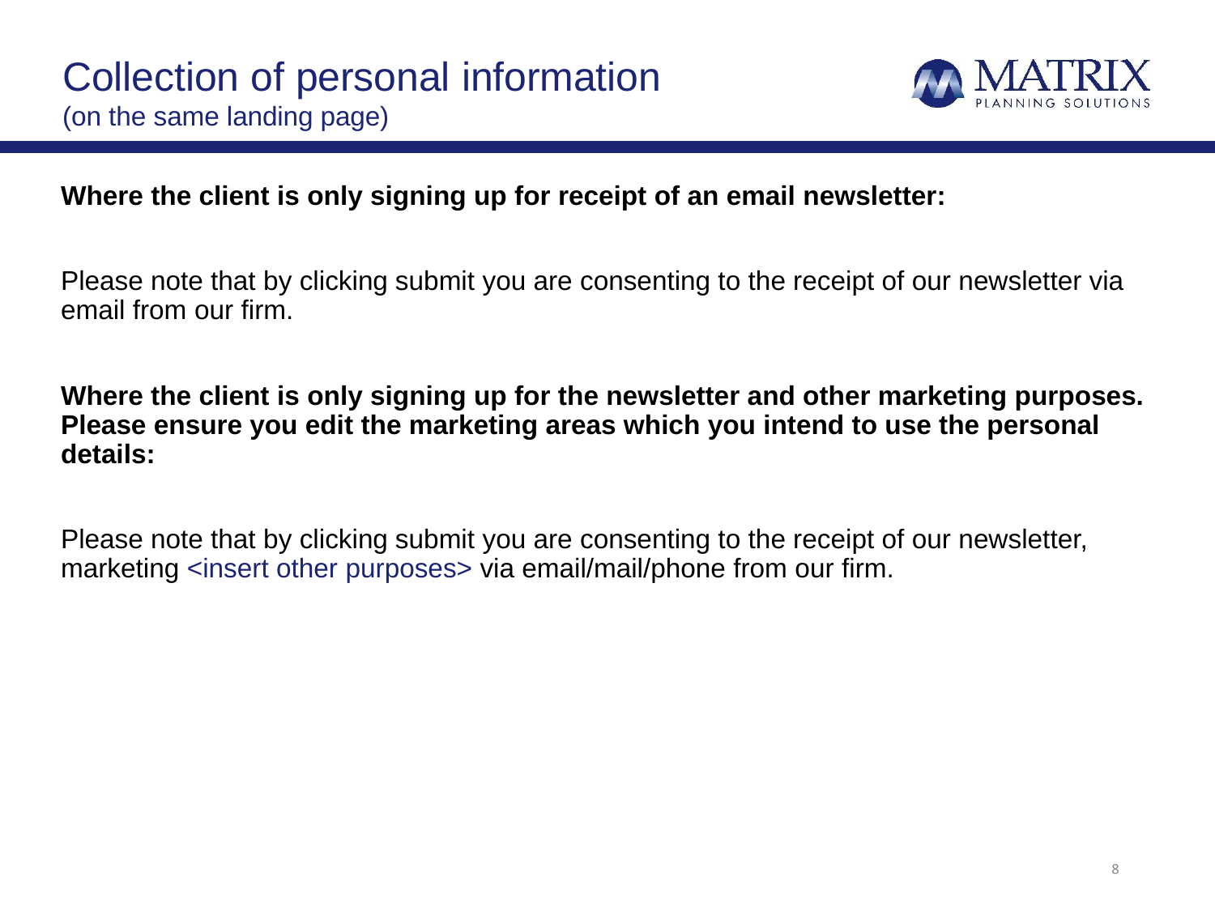# Collection of personal information

(on the same landing page)

**Where the client is only signing up for receipt of an email newsletter:**

Please note that by clicking submit you are consenting to the receipt of our newsletter via email from our firm.

**Where the client is only signing up for the newsletter and other marketing purposes. Please ensure you edit the marketing areas which you intend to use the personal details:**

Please note that by clicking submit you are consenting to the receipt of our newsletter, marketing <insert other purposes> via email/mail/phone from our firm.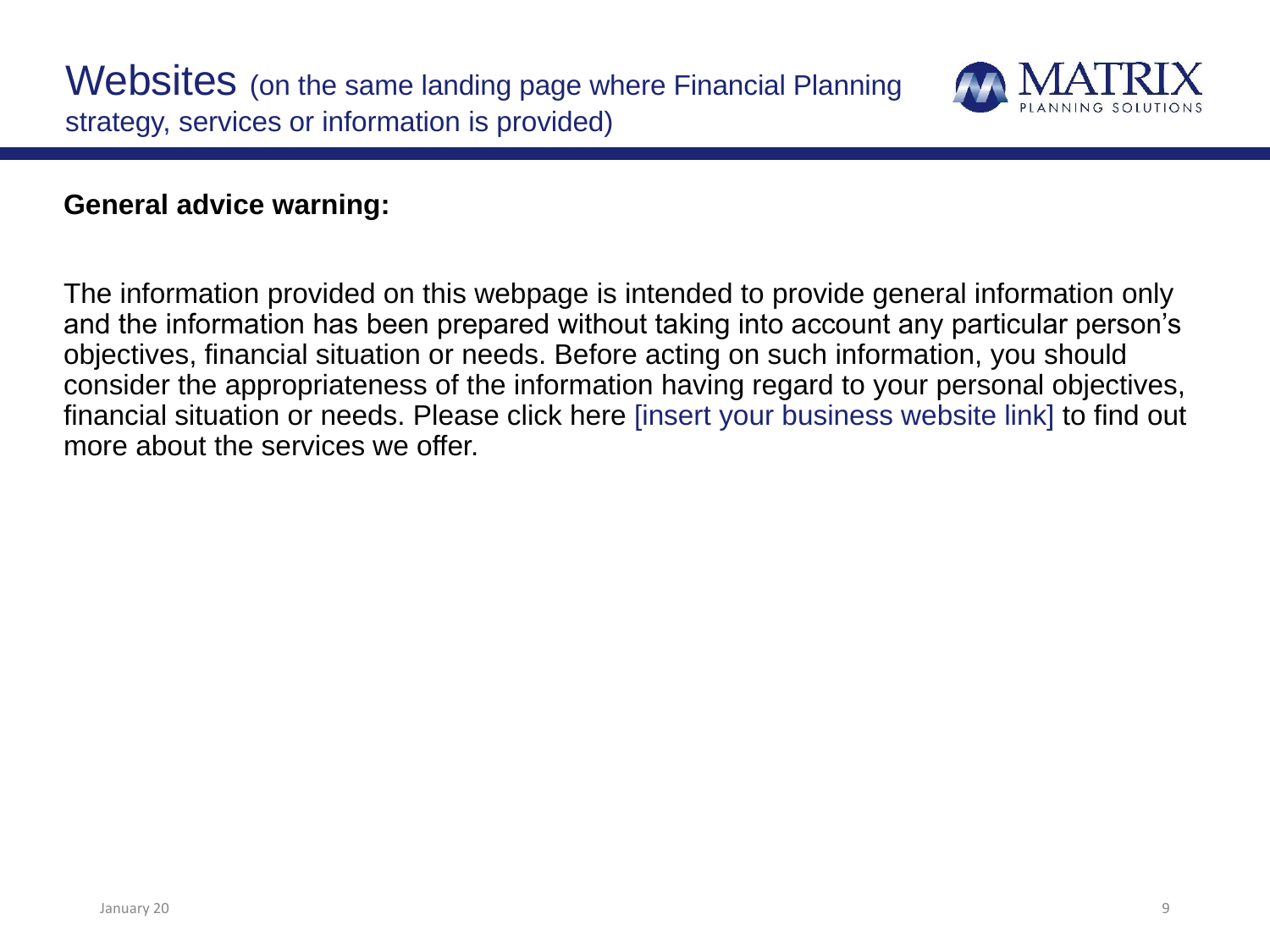# Websites (on the same landing page where Financial Planning strategy, services or information is provided)

**General advice warning:**

The information provided on this webpage is intended to provide general information only and the information has been prepared without taking into account any particular person's objectives, financial situation or needs. Before acting on such information, you should consider the appropriateness of the information having regard to your personal objectives, financial situation or needs. Please click here [insert your business website link] to find out more about the services we offer.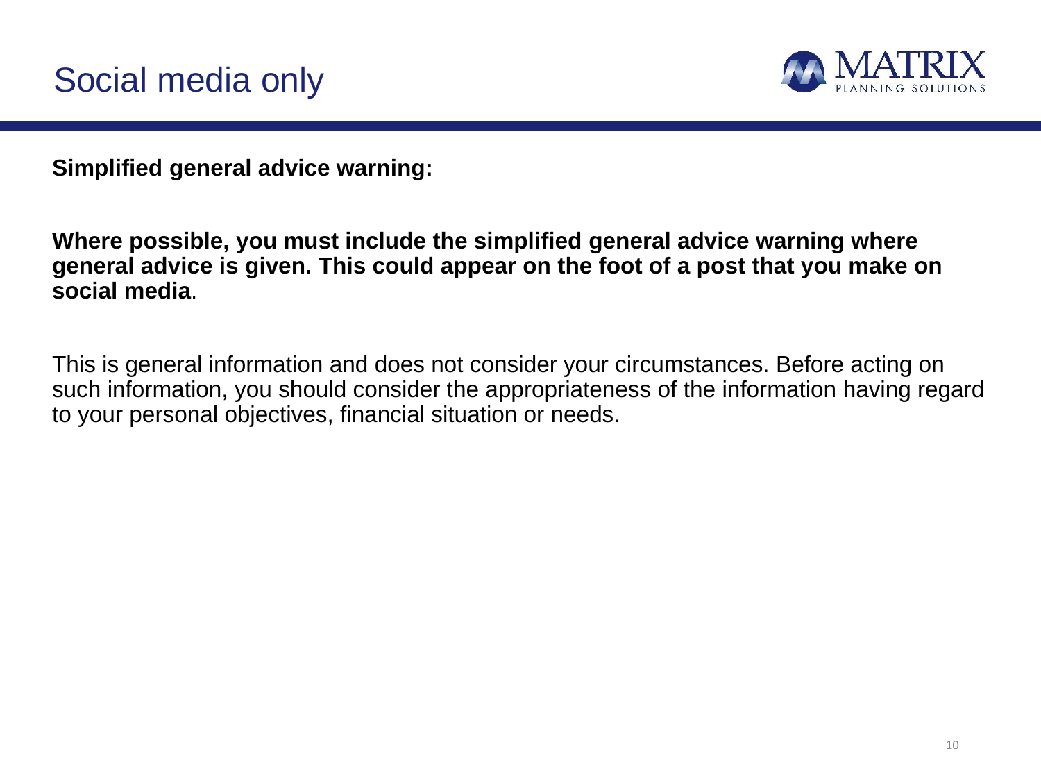# Social media only

**Simplified general advice warning:**

**Where possible, you must include the simplified general advice warning where general advice is given. This could appear on the foot of a post that you make on social media**.

This is general information and does not consider your circumstances. Before acting on such information, you should consider the appropriateness of the information having regard to your personal objectives, financial situation or needs.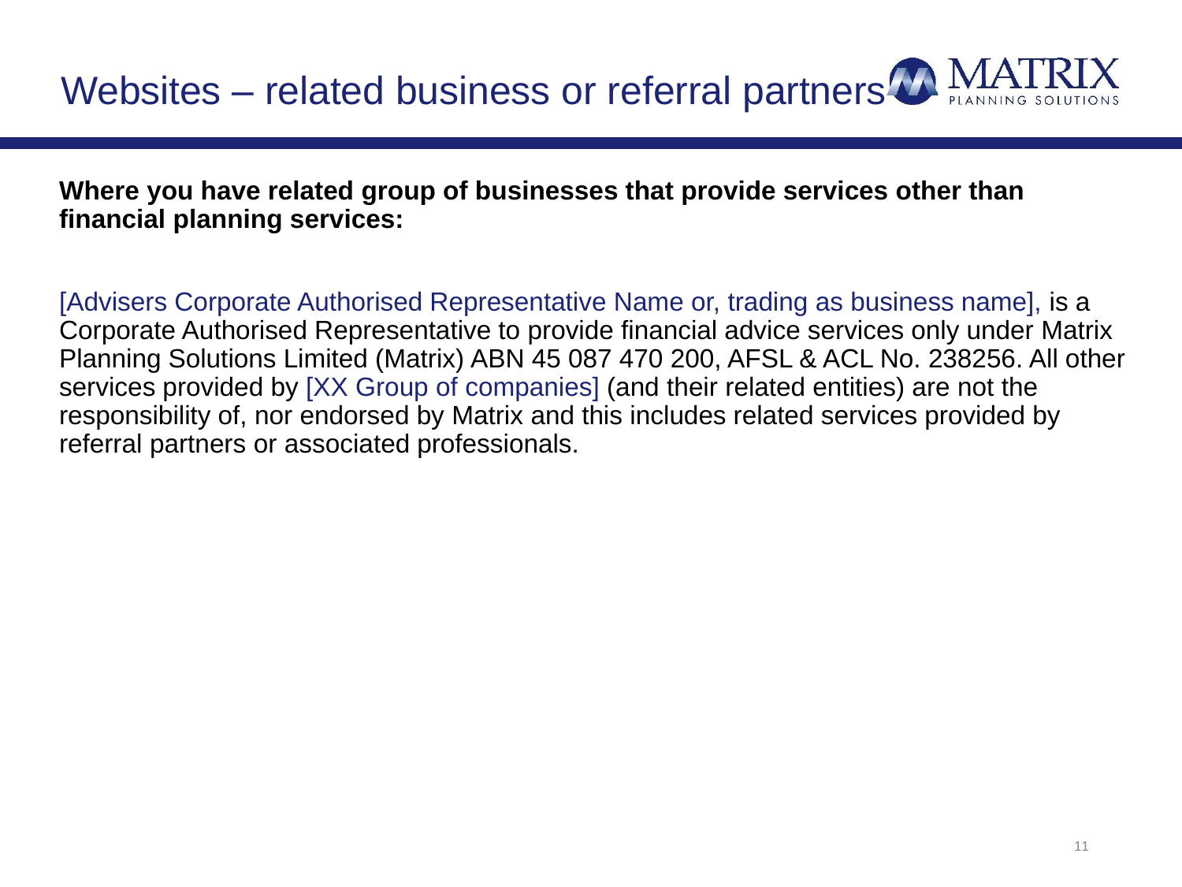# Websites – related business or referral partners

**Where you have related group of businesses that provide services other than financial planning services:**

[Advisers Corporate Authorised Representative Name or, trading as business name], is a Corporate Authorised Representative to provide financial advice services only under Matrix Planning Solutions Limited (Matrix) ABN 45 087 470 200, AFSL & ACL No. 238256. All other services provided by [XX Group of companies] (and their related entities) are not the responsibility of, nor endorsed by Matrix and this includes related services provided by referral partners or associated professionals.